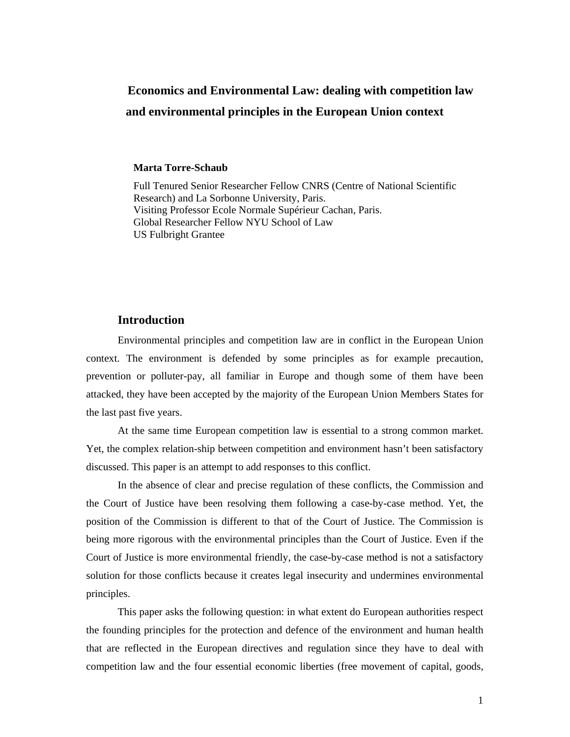# Economics and Environmental Law: dealing with competition law and environmental principles in the European Union context

**Marta Torre-Schaub**

Full Tenured Senior Researcher Fellow CNRS (Centre of National Scientific Research) and La Sorbonne University, Paris.
Visiting Professor Ecole Normale Supérieur Cachan, Paris.
Global Researcher Fellow NYU School of Law
US Fulbright Grantee

## Introduction

Environmental principles and competition law are in conflict in the European Union context. The environment is defended by some principles as for example precaution, prevention or polluter-pay, all familiar in Europe and though some of them have been attacked, they have been accepted by the majority of the European Union Members States for the last past five years.

At the same time European competition law is essential to a strong common market. Yet, the complex relation-ship between competition and environment hasn't been satisfactory discussed. This paper is an attempt to add responses to this conflict.

In the absence of clear and precise regulation of these conflicts, the Commission and the Court of Justice have been resolving them following a case-by-case method. Yet, the position of the Commission is different to that of the Court of Justice. The Commission is being more rigorous with the environmental principles than the Court of Justice. Even if the Court of Justice is more environmental friendly, the case-by-case method is not a satisfactory solution for those conflicts because it creates legal insecurity and undermines environmental principles.

This paper asks the following question: in what extent do European authorities respect the founding principles for the protection and defence of the environment and human health that are reflected in the European directives and regulation since they have to deal with competition law and the four essential economic liberties (free movement of capital, goods,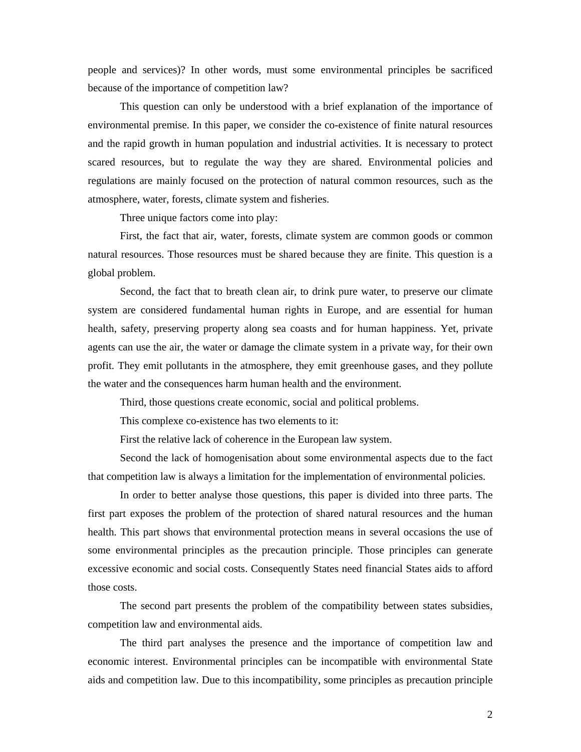people and services)? In other words, must some environmental principles be sacrificed because of the importance of competition law?

This question can only be understood with a brief explanation of the importance of environmental premise. In this paper, we consider the co-existence of finite natural resources and the rapid growth in human population and industrial activities. It is necessary to protect scared resources, but to regulate the way they are shared. Environmental policies and regulations are mainly focused on the protection of natural common resources, such as the atmosphere, water, forests, climate system and fisheries.

Three unique factors come into play:

First, the fact that air, water, forests, climate system are common goods or common natural resources. Those resources must be shared because they are finite. This question is a global problem.

Second, the fact that to breath clean air, to drink pure water, to preserve our climate system are considered fundamental human rights in Europe, and are essential for human health, safety, preserving property along sea coasts and for human happiness. Yet, private agents can use the air, the water or damage the climate system in a private way, for their own profit. They emit pollutants in the atmosphere, they emit greenhouse gases, and they pollute the water and the consequences harm human health and the environment.

Third, those questions create economic, social and political problems.

This complexe co-existence has two elements to it:

First the relative lack of coherence in the European law system.

Second the lack of homogenisation about some environmental aspects due to the fact that competition law is always a limitation for the implementation of environmental policies.

In order to better analyse those questions, this paper is divided into three parts. The first part exposes the problem of the protection of shared natural resources and the human health. This part shows that environmental protection means in several occasions the use of some environmental principles as the precaution principle. Those principles can generate excessive economic and social costs. Consequently States need financial States aids to afford those costs.

The second part presents the problem of the compatibility between states subsidies, competition law and environmental aids.

The third part analyses the presence and the importance of competition law and economic interest. Environmental principles can be incompatible with environmental State aids and competition law. Due to this incompatibility, some principles as precaution principle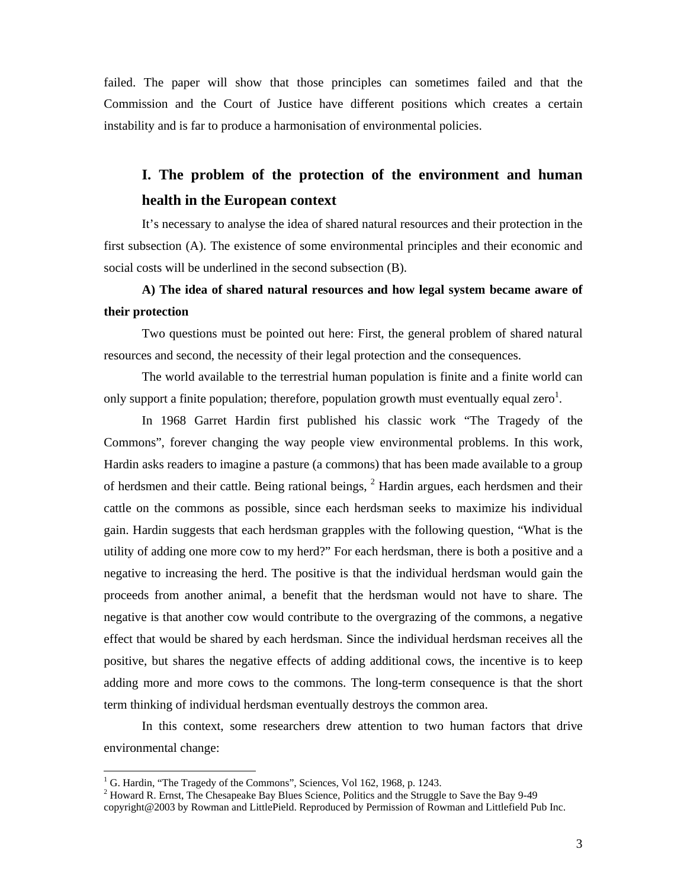failed. The paper will show that those principles can sometimes failed and that the Commission and the Court of Justice have different positions which creates a certain instability and is far to produce a harmonisation of environmental policies.

## I. The problem of the protection of the environment and human health in the European context

It's necessary to analyse the idea of shared natural resources and their protection in the first subsection (A). The existence of some environmental principles and their economic and social costs will be underlined in the second subsection (B).

### A) The idea of shared natural resources and how legal system became aware of their protection

Two questions must be pointed out here: First, the general problem of shared natural resources and second, the necessity of their legal protection and the consequences.

The world available to the terrestrial human population is finite and a finite world can only support a finite population; therefore, population growth must eventually equal zero[1].

In 1968 Garret Hardin first published his classic work "The Tragedy of the Commons", forever changing the way people view environmental problems. In this work, Hardin asks readers to imagine a pasture (a commons) that has been made available to a group of herdsmen and their cattle. Being rational beings, [2] Hardin argues, each herdsmen and their cattle on the commons as possible, since each herdsman seeks to maximize his individual gain. Hardin suggests that each herdsman grapples with the following question, "What is the utility of adding one more cow to my herd?" For each herdsman, there is both a positive and a negative to increasing the herd. The positive is that the individual herdsman would gain the proceeds from another animal, a benefit that the herdsman would not have to share. The negative is that another cow would contribute to the overgrazing of the commons, a negative effect that would be shared by each herdsman. Since the individual herdsman receives all the positive, but shares the negative effects of adding additional cows, the incentive is to keep adding more and more cows to the commons. The long-term consequence is that the short term thinking of individual herdsman eventually destroys the common area.

In this context, some researchers drew attention to two human factors that drive environmental change:

---

[1] G. Hardin, "The Tragedy of the Commons", Sciences, Vol 162, 1968, p. 1243.

[2] Howard R. Ernst, The Chesapeake Bay Blues Science, Politics and the Struggle to Save the Bay 9-49 copyright@2003 by Rowman and LittlePield. Reproduced by Permission of Rowman and Littlefield Pub Inc.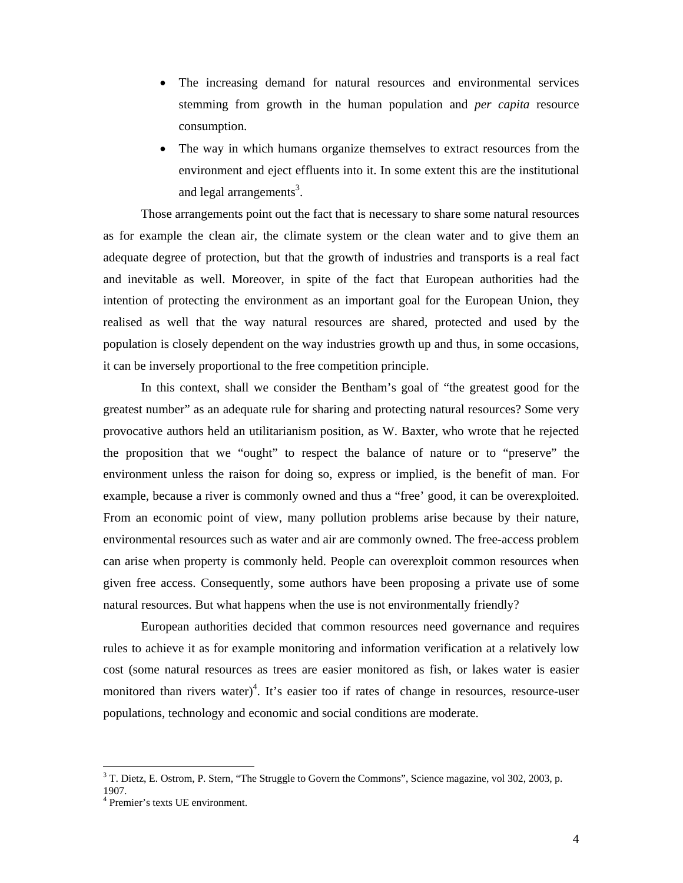- The increasing demand for natural resources and environmental services stemming from growth in the human population and *per capita* resource consumption.
- The way in which humans organize themselves to extract resources from the environment and eject effluents into it. In some extent this are the institutional and legal arrangements[3].

Those arrangements point out the fact that is necessary to share some natural resources as for example the clean air, the climate system or the clean water and to give them an adequate degree of protection, but that the growth of industries and transports is a real fact and inevitable as well. Moreover, in spite of the fact that European authorities had the intention of protecting the environment as an important goal for the European Union, they realised as well that the way natural resources are shared, protected and used by the population is closely dependent on the way industries growth up and thus, in some occasions, it can be inversely proportional to the free competition principle.

In this context, shall we consider the Bentham's goal of "the greatest good for the greatest number" as an adequate rule for sharing and protecting natural resources? Some very provocative authors held an utilitarianism position, as W. Baxter, who wrote that he rejected the proposition that we "ought" to respect the balance of nature or to "preserve" the environment unless the raison for doing so, express or implied, is the benefit of man. For example, because a river is commonly owned and thus a "free' good, it can be overexploited. From an economic point of view, many pollution problems arise because by their nature, environmental resources such as water and air are commonly owned. The free-access problem can arise when property is commonly held. People can overexploit common resources when given free access. Consequently, some authors have been proposing a private use of some natural resources. But what happens when the use is not environmentally friendly?

European authorities decided that common resources need governance and requires rules to achieve it as for example monitoring and information verification at a relatively low cost (some natural resources as trees are easier monitored as fish, or lakes water is easier monitored than rivers water)[4]. It's easier too if rates of change in resources, resource-user populations, technology and economic and social conditions are moderate.

---

[3] T. Dietz, E. Ostrom, P. Stern, "The Struggle to Govern the Commons", Science magazine, vol 302, 2003, p. 1907.

[4] Premier's texts UE environment.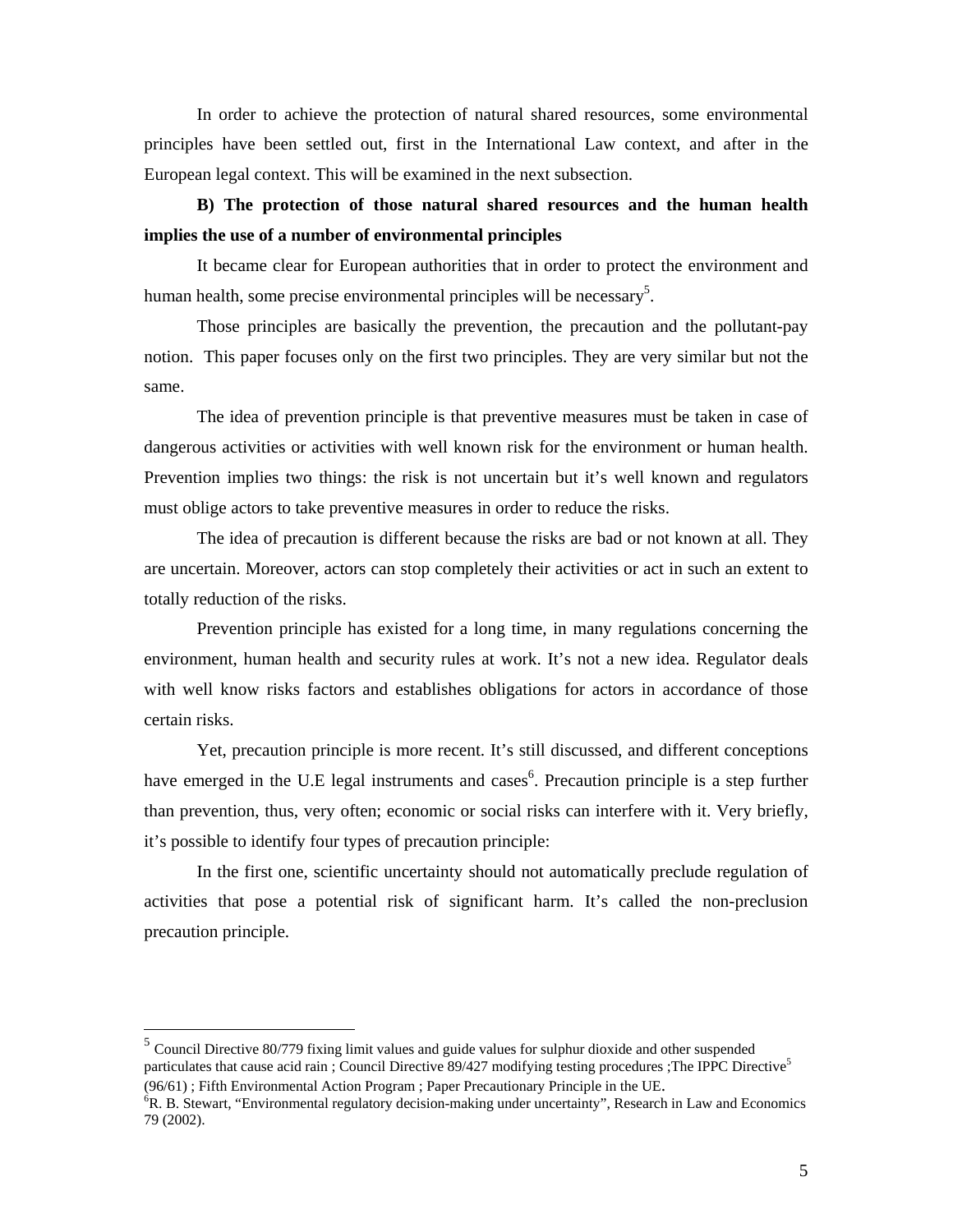In order to achieve the protection of natural shared resources, some environmental principles have been settled out, first in the International Law context, and after in the European legal context. This will be examined in the next subsection.

**B) The protection of those natural shared resources and the human health implies the use of a number of environmental principles**

It became clear for European authorities that in order to protect the environment and human health, some precise environmental principles will be necessary[5].

Those principles are basically the prevention, the precaution and the pollutant-pay notion. This paper focuses only on the first two principles. They are very similar but not the same.

The idea of prevention principle is that preventive measures must be taken in case of dangerous activities or activities with well known risk for the environment or human health. Prevention implies two things: the risk is not uncertain but it's well known and regulators must oblige actors to take preventive measures in order to reduce the risks.

The idea of precaution is different because the risks are bad or not known at all. They are uncertain. Moreover, actors can stop completely their activities or act in such an extent to totally reduction of the risks.

Prevention principle has existed for a long time, in many regulations concerning the environment, human health and security rules at work. It's not a new idea. Regulator deals with well know risks factors and establishes obligations for actors in accordance of those certain risks.

Yet, precaution principle is more recent. It's still discussed, and different conceptions have emerged in the U.E legal instruments and cases[6]. Precaution principle is a step further than prevention, thus, very often; economic or social risks can interfere with it. Very briefly, it's possible to identify four types of precaution principle:

In the first one, scientific uncertainty should not automatically preclude regulation of activities that pose a potential risk of significant harm. It's called the non-preclusion precaution principle.

---

[5] Council Directive 80/779 fixing limit values and guide values for sulphur dioxide and other suspended particulates that cause acid rain ; Council Directive 89/427 modifying testing procedures ;The IPPC Directive[5] (96/61) ; Fifth Environmental Action Program ; Paper Precautionary Principle in the UE.

[6] R. B. Stewart, "Environmental regulatory decision-making under uncertainty", Research in Law and Economics 79 (2002).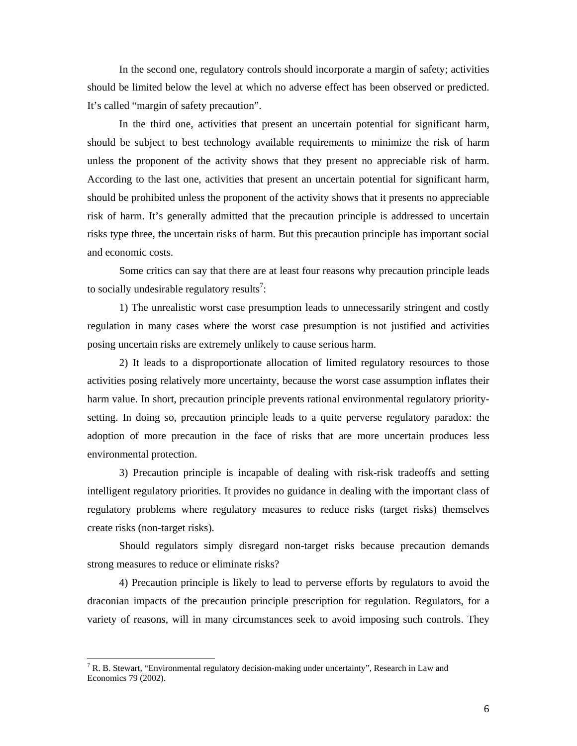In the second one, regulatory controls should incorporate a margin of safety; activities should be limited below the level at which no adverse effect has been observed or predicted. It's called "margin of safety precaution".

In the third one, activities that present an uncertain potential for significant harm, should be subject to best technology available requirements to minimize the risk of harm unless the proponent of the activity shows that they present no appreciable risk of harm. According to the last one, activities that present an uncertain potential for significant harm, should be prohibited unless the proponent of the activity shows that it presents no appreciable risk of harm. It's generally admitted that the precaution principle is addressed to uncertain risks type three, the uncertain risks of harm. But this precaution principle has important social and economic costs.

Some critics can say that there are at least four reasons why precaution principle leads to socially undesirable regulatory results[7]:

1) The unrealistic worst case presumption leads to unnecessarily stringent and costly regulation in many cases where the worst case presumption is not justified and activities posing uncertain risks are extremely unlikely to cause serious harm.

2) It leads to a disproportionate allocation of limited regulatory resources to those activities posing relatively more uncertainty, because the worst case assumption inflates their harm value. In short, precaution principle prevents rational environmental regulatory priority-setting. In doing so, precaution principle leads to a quite perverse regulatory paradox: the adoption of more precaution in the face of risks that are more uncertain produces less environmental protection.

3) Precaution principle is incapable of dealing with risk-risk tradeoffs and setting intelligent regulatory priorities. It provides no guidance in dealing with the important class of regulatory problems where regulatory measures to reduce risks (target risks) themselves create risks (non-target risks).

Should regulators simply disregard non-target risks because precaution demands strong measures to reduce or eliminate risks?

4) Precaution principle is likely to lead to perverse efforts by regulators to avoid the draconian impacts of the precaution principle prescription for regulation. Regulators, for a variety of reasons, will in many circumstances seek to avoid imposing such controls. They

---

[7] R. B. Stewart, "Environmental regulatory decision-making under uncertainty", Research in Law and Economics 79 (2002).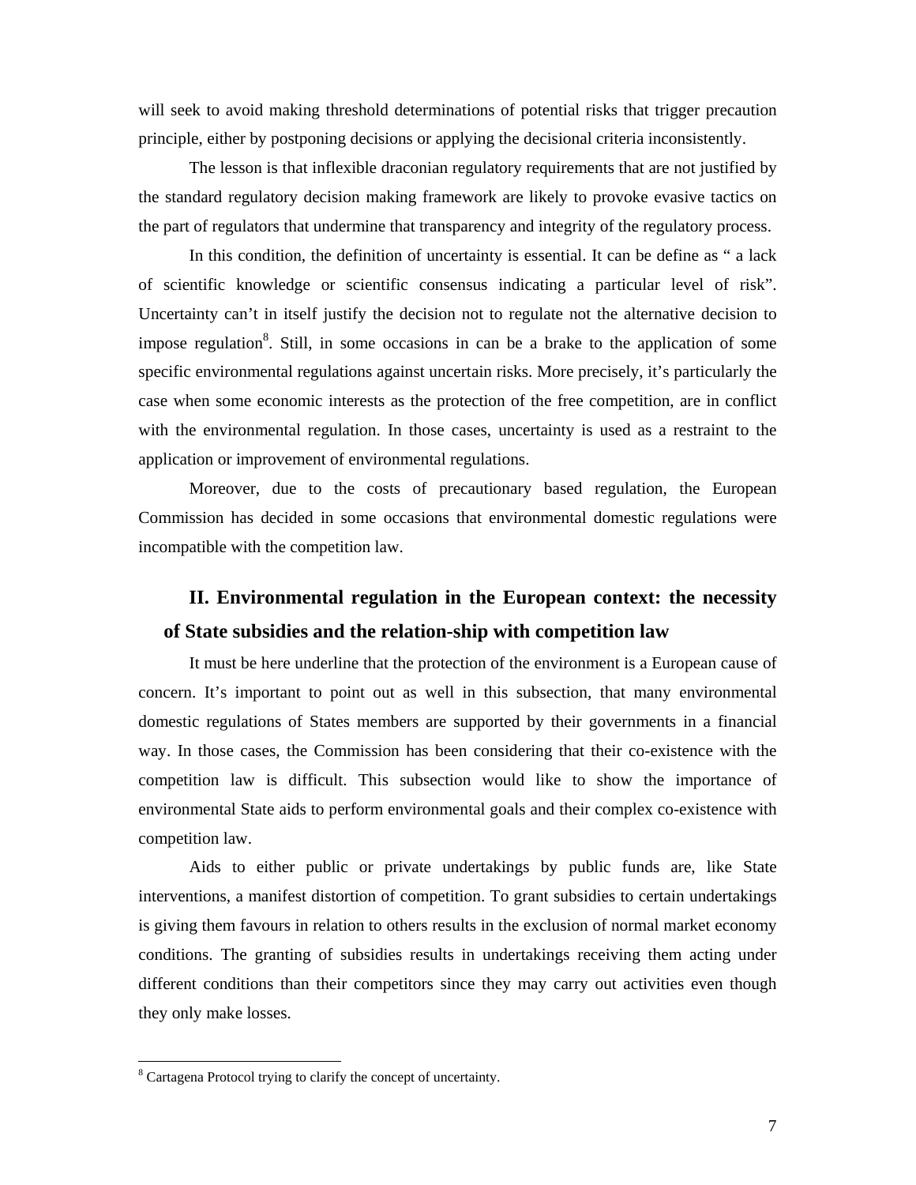will seek to avoid making threshold determinations of potential risks that trigger precaution principle, either by postponing decisions or applying the decisional criteria inconsistently.

The lesson is that inflexible draconian regulatory requirements that are not justified by the standard regulatory decision making framework are likely to provoke evasive tactics on the part of regulators that undermine that transparency and integrity of the regulatory process.

In this condition, the definition of uncertainty is essential. It can be define as " a lack of scientific knowledge or scientific consensus indicating a particular level of risk". Uncertainty can't in itself justify the decision not to regulate not the alternative decision to impose regulation[8]. Still, in some occasions in can be a brake to the application of some specific environmental regulations against uncertain risks. More precisely, it's particularly the case when some economic interests as the protection of the free competition, are in conflict with the environmental regulation. In those cases, uncertainty is used as a restraint to the application or improvement of environmental regulations.

Moreover, due to the costs of precautionary based regulation, the European Commission has decided in some occasions that environmental domestic regulations were incompatible with the competition law.

## II. Environmental regulation in the European context: the necessity of State subsidies and the relation-ship with competition law

It must be here underline that the protection of the environment is a European cause of concern. It's important to point out as well in this subsection, that many environmental domestic regulations of States members are supported by their governments in a financial way. In those cases, the Commission has been considering that their co-existence with the competition law is difficult. This subsection would like to show the importance of environmental State aids to perform environmental goals and their complex co-existence with competition law.

Aids to either public or private undertakings by public funds are, like State interventions, a manifest distortion of competition. To grant subsidies to certain undertakings is giving them favours in relation to others results in the exclusion of normal market economy conditions. The granting of subsidies results in undertakings receiving them acting under different conditions than their competitors since they may carry out activities even though they only make losses.

---

[8] Cartagena Protocol trying to clarify the concept of uncertainty.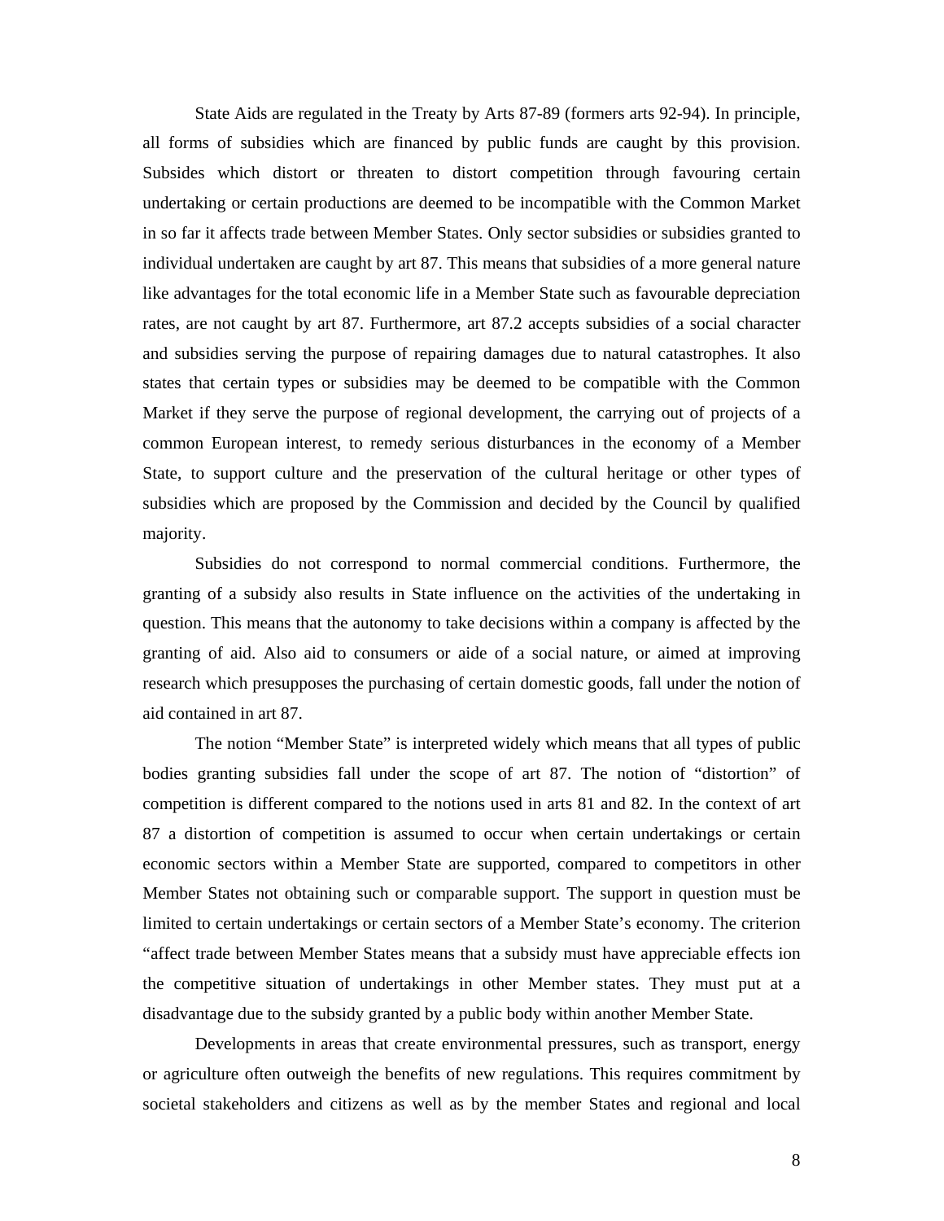State Aids are regulated in the Treaty by Arts 87-89 (formers arts 92-94). In principle, all forms of subsidies which are financed by public funds are caught by this provision. Subsides which distort or threaten to distort competition through favouring certain undertaking or certain productions are deemed to be incompatible with the Common Market in so far it affects trade between Member States. Only sector subsidies or subsidies granted to individual undertaken are caught by art 87. This means that subsidies of a more general nature like advantages for the total economic life in a Member State such as favourable depreciation rates, are not caught by art 87. Furthermore, art 87.2 accepts subsidies of a social character and subsidies serving the purpose of repairing damages due to natural catastrophes. It also states that certain types or subsidies may be deemed to be compatible with the Common Market if they serve the purpose of regional development, the carrying out of projects of a common European interest, to remedy serious disturbances in the economy of a Member State, to support culture and the preservation of the cultural heritage or other types of subsidies which are proposed by the Commission and decided by the Council by qualified majority.

Subsidies do not correspond to normal commercial conditions. Furthermore, the granting of a subsidy also results in State influence on the activities of the undertaking in question. This means that the autonomy to take decisions within a company is affected by the granting of aid. Also aid to consumers or aide of a social nature, or aimed at improving research which presupposes the purchasing of certain domestic goods, fall under the notion of aid contained in art 87.

The notion "Member State" is interpreted widely which means that all types of public bodies granting subsidies fall under the scope of art 87. The notion of "distortion" of competition is different compared to the notions used in arts 81 and 82. In the context of art 87 a distortion of competition is assumed to occur when certain undertakings or certain economic sectors within a Member State are supported, compared to competitors in other Member States not obtaining such or comparable support. The support in question must be limited to certain undertakings or certain sectors of a Member State's economy. The criterion "affect trade between Member States means that a subsidy must have appreciable effects ion the competitive situation of undertakings in other Member states. They must put at a disadvantage due to the subsidy granted by a public body within another Member State.

Developments in areas that create environmental pressures, such as transport, energy or agriculture often outweigh the benefits of new regulations. This requires commitment by societal stakeholders and citizens as well as by the member States and regional and local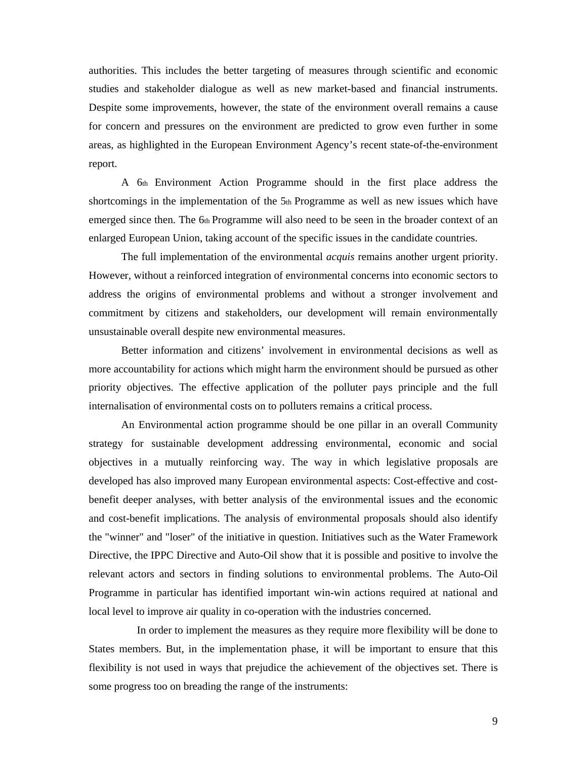authorities. This includes the better targeting of measures through scientific and economic studies and stakeholder dialogue as well as new market-based and financial instruments. Despite some improvements, however, the state of the environment overall remains a cause for concern and pressures on the environment are predicted to grow even further in some areas, as highlighted in the European Environment Agency's recent state-of-the-environment report.

A 6th Environment Action Programme should in the first place address the shortcomings in the implementation of the 5th Programme as well as new issues which have emerged since then. The 6th Programme will also need to be seen in the broader context of an enlarged European Union, taking account of the specific issues in the candidate countries.

The full implementation of the environmental *acquis* remains another urgent priority. However, without a reinforced integration of environmental concerns into economic sectors to address the origins of environmental problems and without a stronger involvement and commitment by citizens and stakeholders, our development will remain environmentally unsustainable overall despite new environmental measures.

Better information and citizens' involvement in environmental decisions as well as more accountability for actions which might harm the environment should be pursued as other priority objectives. The effective application of the polluter pays principle and the full internalisation of environmental costs on to polluters remains a critical process.

An Environmental action programme should be one pillar in an overall Community strategy for sustainable development addressing environmental, economic and social objectives in a mutually reinforcing way. The way in which legislative proposals are developed has also improved many European environmental aspects: Cost-effective and cost-benefit deeper analyses, with better analysis of the environmental issues and the economic and cost-benefit implications. The analysis of environmental proposals should also identify the "winner" and "loser" of the initiative in question. Initiatives such as the Water Framework Directive, the IPPC Directive and Auto-Oil show that it is possible and positive to involve the relevant actors and sectors in finding solutions to environmental problems. The Auto-Oil Programme in particular has identified important win-win actions required at national and local level to improve air quality in co-operation with the industries concerned.

In order to implement the measures as they require more flexibility will be done to States members. But, in the implementation phase, it will be important to ensure that this flexibility is not used in ways that prejudice the achievement of the objectives set. There is some progress too on breading the range of the instruments: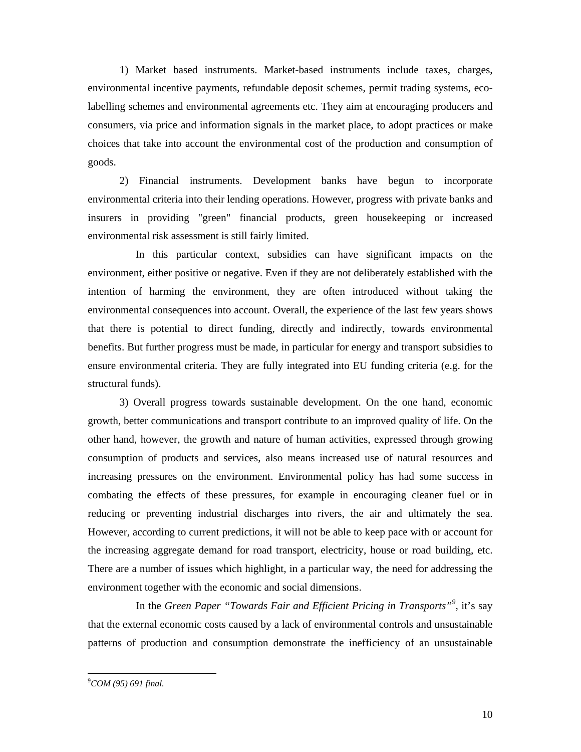1) Market based instruments. Market-based instruments include taxes, charges, environmental incentive payments, refundable deposit schemes, permit trading systems, eco-labelling schemes and environmental agreements etc. They aim at encouraging producers and consumers, via price and information signals in the market place, to adopt practices or make choices that take into account the environmental cost of the production and consumption of goods.

2) Financial instruments. Development banks have begun to incorporate environmental criteria into their lending operations. However, progress with private banks and insurers in providing "green" financial products, green housekeeping or increased environmental risk assessment is still fairly limited.

In this particular context, subsidies can have significant impacts on the environment, either positive or negative. Even if they are not deliberately established with the intention of harming the environment, they are often introduced without taking the environmental consequences into account. Overall, the experience of the last few years shows that there is potential to direct funding, directly and indirectly, towards environmental benefits. But further progress must be made, in particular for energy and transport subsidies to ensure environmental criteria. They are fully integrated into EU funding criteria (e.g. for the structural funds).

3) Overall progress towards sustainable development. On the one hand, economic growth, better communications and transport contribute to an improved quality of life. On the other hand, however, the growth and nature of human activities, expressed through growing consumption of products and services, also means increased use of natural resources and increasing pressures on the environment. Environmental policy has had some success in combating the effects of these pressures, for example in encouraging cleaner fuel or in reducing or preventing industrial discharges into rivers, the air and ultimately the sea. However, according to current predictions, it will not be able to keep pace with or account for the increasing aggregate demand for road transport, electricity, house or road building, etc. There are a number of issues which highlight, in a particular way, the need for addressing the environment together with the economic and social dimensions.

In the *Green Paper "Towards Fair and Efficient Pricing in Transports"*[9], it's say that the external economic costs caused by a lack of environmental controls and unsustainable patterns of production and consumption demonstrate the inefficiency of an unsustainable

---

[9] *COM (95) 691 final.*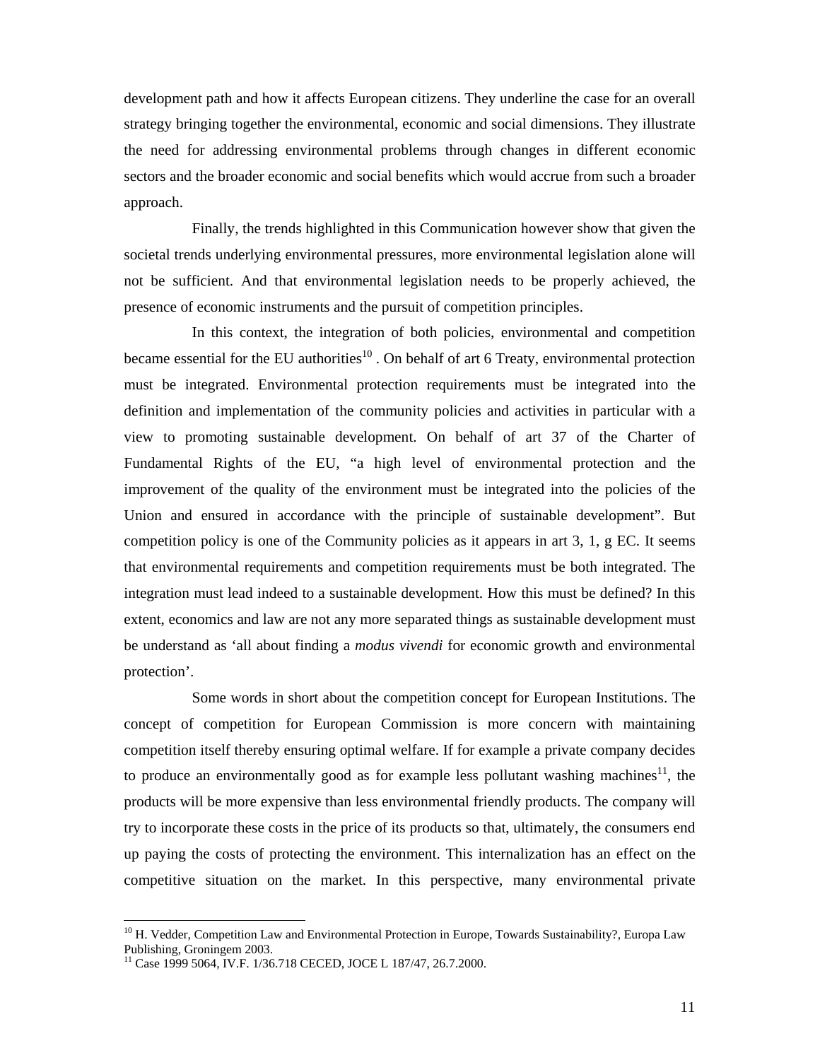development path and how it affects European citizens. They underline the case for an overall strategy bringing together the environmental, economic and social dimensions. They illustrate the need for addressing environmental problems through changes in different economic sectors and the broader economic and social benefits which would accrue from such a broader approach.

Finally, the trends highlighted in this Communication however show that given the societal trends underlying environmental pressures, more environmental legislation alone will not be sufficient. And that environmental legislation needs to be properly achieved, the presence of economic instruments and the pursuit of competition principles.

In this context, the integration of both policies, environmental and competition became essential for the EU authorities[10] . On behalf of art 6 Treaty, environmental protection must be integrated. Environmental protection requirements must be integrated into the definition and implementation of the community policies and activities in particular with a view to promoting sustainable development. On behalf of art 37 of the Charter of Fundamental Rights of the EU, "a high level of environmental protection and the improvement of the quality of the environment must be integrated into the policies of the Union and ensured in accordance with the principle of sustainable development". But competition policy is one of the Community policies as it appears in art 3, 1, g EC. It seems that environmental requirements and competition requirements must be both integrated. The integration must lead indeed to a sustainable development. How this must be defined? In this extent, economics and law are not any more separated things as sustainable development must be understand as 'all about finding a *modus vivendi* for economic growth and environmental protection'.

Some words in short about the competition concept for European Institutions. The concept of competition for European Commission is more concern with maintaining competition itself thereby ensuring optimal welfare. If for example a private company decides to produce an environmentally good as for example less pollutant washing machines[11], the products will be more expensive than less environmental friendly products. The company will try to incorporate these costs in the price of its products so that, ultimately, the consumers end up paying the costs of protecting the environment. This internalization has an effect on the competitive situation on the market. In this perspective, many environmental private

[10] H. Vedder, Competition Law and Environmental Protection in Europe, Towards Sustainability?, Europa Law Publishing, Groningem 2003.

[11] Case 1999 5064, IV.F. 1/36.718 CECED, JOCE L 187/47, 26.7.2000.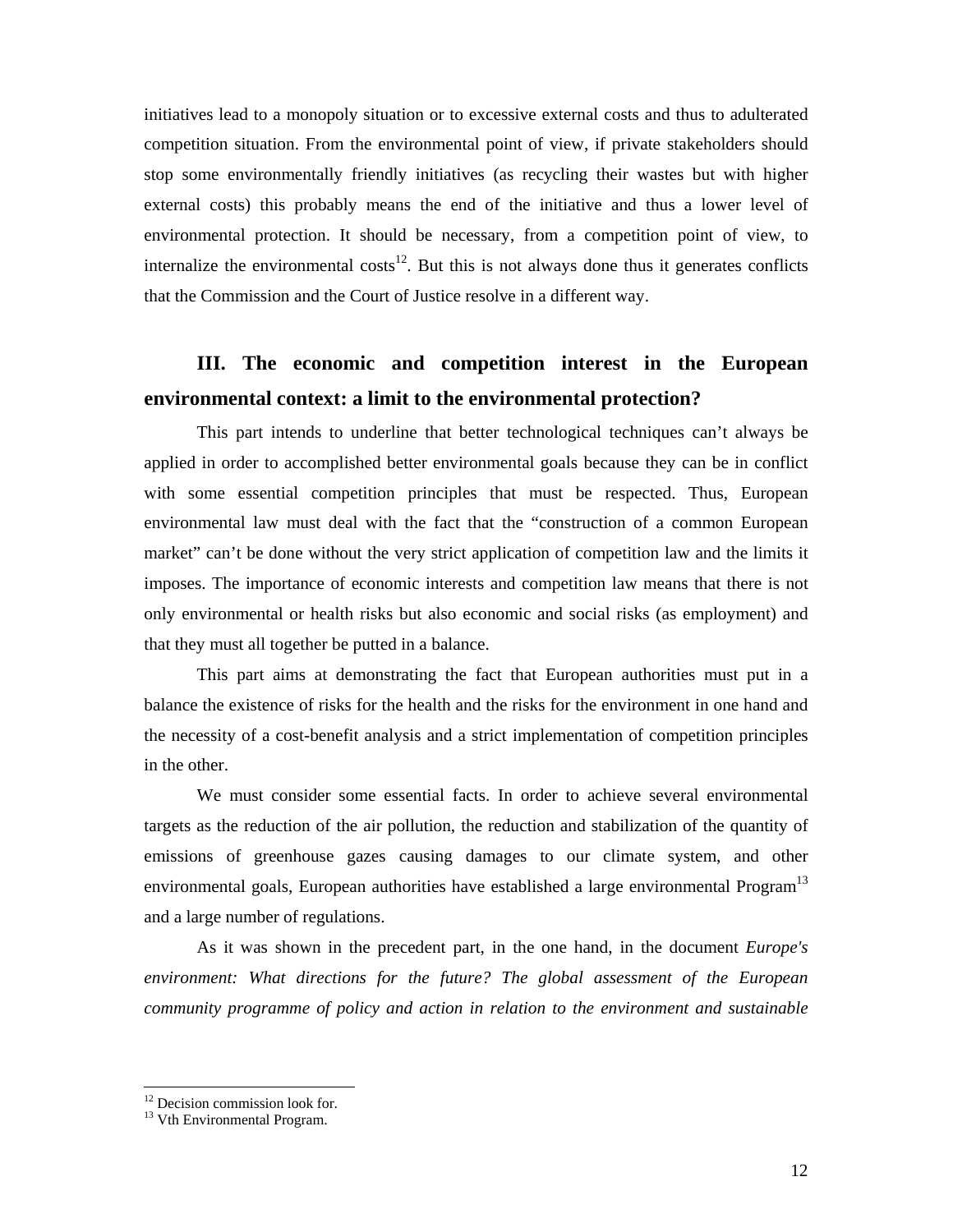initiatives lead to a monopoly situation or to excessive external costs and thus to adulterated competition situation. From the environmental point of view, if private stakeholders should stop some environmentally friendly initiatives (as recycling their wastes but with higher external costs) this probably means the end of the initiative and thus a lower level of environmental protection. It should be necessary, from a competition point of view, to internalize the environmental costs[12]. But this is not always done thus it generates conflicts that the Commission and the Court of Justice resolve in a different way.

## III. The economic and competition interest in the European environmental context: a limit to the environmental protection?

This part intends to underline that better technological techniques can't always be applied in order to accomplished better environmental goals because they can be in conflict with some essential competition principles that must be respected. Thus, European environmental law must deal with the fact that the "construction of a common European market" can't be done without the very strict application of competition law and the limits it imposes. The importance of economic interests and competition law means that there is not only environmental or health risks but also economic and social risks (as employment) and that they must all together be putted in a balance.

This part aims at demonstrating the fact that European authorities must put in a balance the existence of risks for the health and the risks for the environment in one hand and the necessity of a cost-benefit analysis and a strict implementation of competition principles in the other.

We must consider some essential facts. In order to achieve several environmental targets as the reduction of the air pollution, the reduction and stabilization of the quantity of emissions of greenhouse gazes causing damages to our climate system, and other environmental goals, European authorities have established a large environmental Program[13] and a large number of regulations.

As it was shown in the precedent part, in the one hand, in the document *Europe's environment: What directions for the future? The global assessment of the European community programme of policy and action in relation to the environment and sustainable*

---

[12] Decision commission look for.

[13] Vth Environmental Program.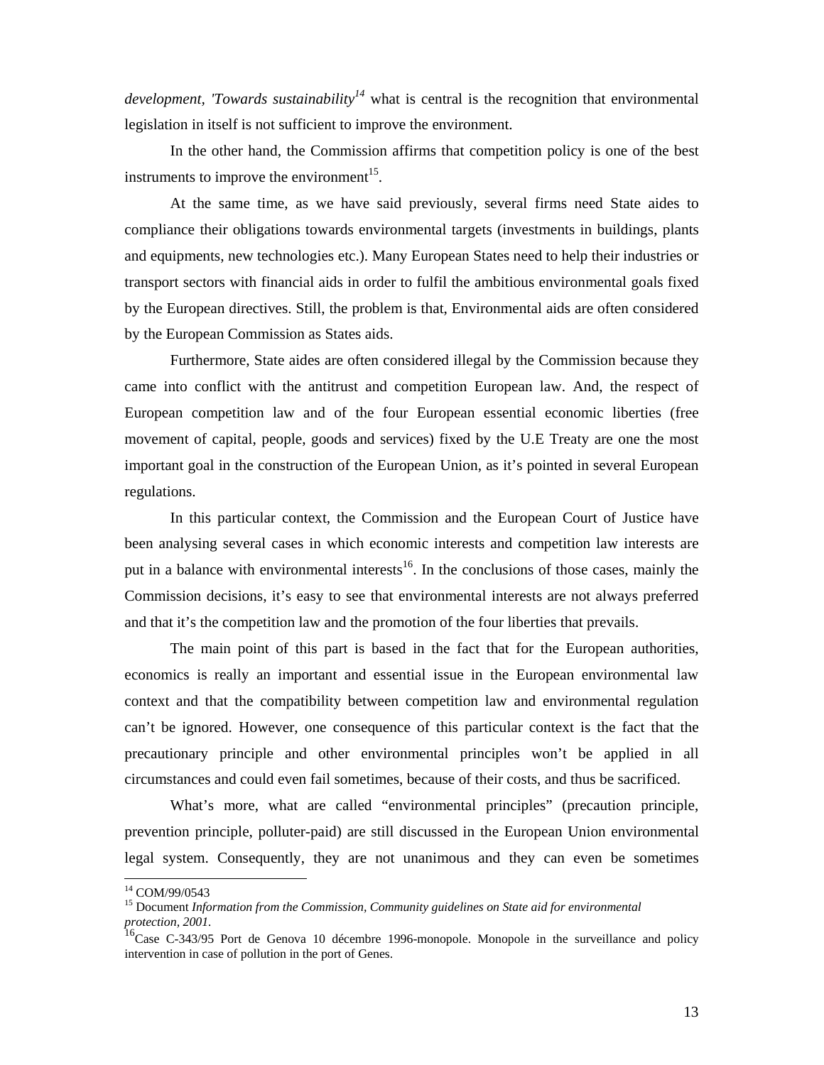*development, 'Towards sustainability*[14] what is central is the recognition that environmental legislation in itself is not sufficient to improve the environment.

In the other hand, the Commission affirms that competition policy is one of the best instruments to improve the environment[15].

At the same time, as we have said previously, several firms need State aides to compliance their obligations towards environmental targets (investments in buildings, plants and equipments, new technologies etc.). Many European States need to help their industries or transport sectors with financial aids in order to fulfil the ambitious environmental goals fixed by the European directives. Still, the problem is that, Environmental aids are often considered by the European Commission as States aids.

Furthermore, State aides are often considered illegal by the Commission because they came into conflict with the antitrust and competition European law. And, the respect of European competition law and of the four European essential economic liberties (free movement of capital, people, goods and services) fixed by the U.E Treaty are one the most important goal in the construction of the European Union, as it's pointed in several European regulations.

In this particular context, the Commission and the European Court of Justice have been analysing several cases in which economic interests and competition law interests are put in a balance with environmental interests[16]. In the conclusions of those cases, mainly the Commission decisions, it's easy to see that environmental interests are not always preferred and that it's the competition law and the promotion of the four liberties that prevails.

The main point of this part is based in the fact that for the European authorities, economics is really an important and essential issue in the European environmental law context and that the compatibility between competition law and environmental regulation can't be ignored. However, one consequence of this particular context is the fact that the precautionary principle and other environmental principles won't be applied in all circumstances and could even fail sometimes, because of their costs, and thus be sacrificed.

What's more, what are called "environmental principles" (precaution principle, prevention principle, polluter-paid) are still discussed in the European Union environmental legal system. Consequently, they are not unanimous and they can even be sometimes

---

[14] COM/99/0543

[15] Document *Information from the Commission, Community guidelines on State aid for environmental protection, 2001.*

[16] Case C-343/95 Port de Genova 10 décembre 1996-monopole. Monopole in the surveillance and policy intervention in case of pollution in the port of Genes.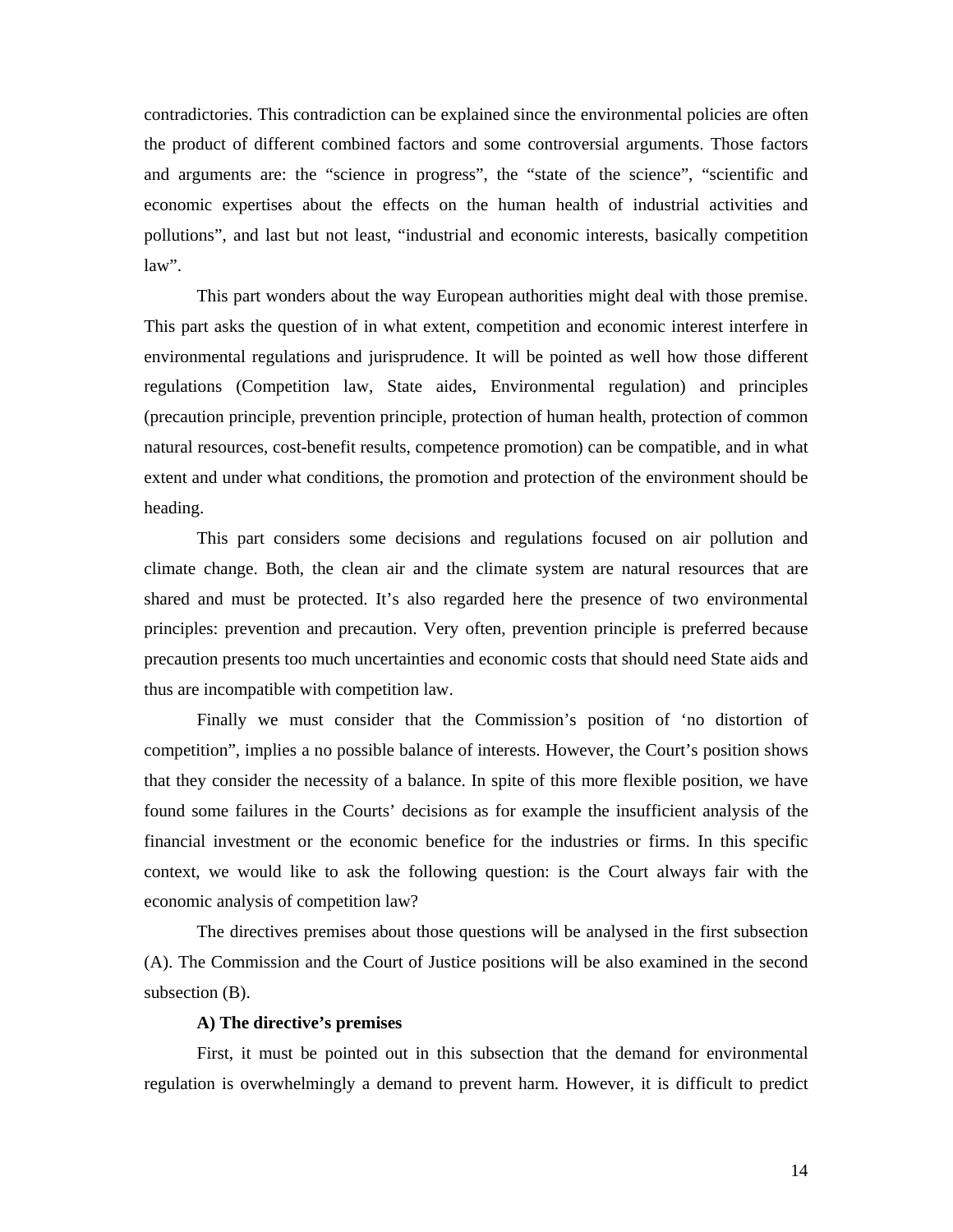contradictories. This contradiction can be explained since the environmental policies are often the product of different combined factors and some controversial arguments. Those factors and arguments are: the "science in progress", the "state of the science", "scientific and economic expertises about the effects on the human health of industrial activities and pollutions", and last but not least, "industrial and economic interests, basically competition law".

This part wonders about the way European authorities might deal with those premise. This part asks the question of in what extent, competition and economic interest interfere in environmental regulations and jurisprudence. It will be pointed as well how those different regulations (Competition law, State aides, Environmental regulation) and principles (precaution principle, prevention principle, protection of human health, protection of common natural resources, cost-benefit results, competence promotion) can be compatible, and in what extent and under what conditions, the promotion and protection of the environment should be heading.

This part considers some decisions and regulations focused on air pollution and climate change. Both, the clean air and the climate system are natural resources that are shared and must be protected. It's also regarded here the presence of two environmental principles: prevention and precaution. Very often, prevention principle is preferred because precaution presents too much uncertainties and economic costs that should need State aids and thus are incompatible with competition law.

Finally we must consider that the Commission's position of 'no distortion of competition", implies a no possible balance of interests. However, the Court's position shows that they consider the necessity of a balance. In spite of this more flexible position, we have found some failures in the Courts' decisions as for example the insufficient analysis of the financial investment or the economic benefece for the industries or firms. In this specific context, we would like to ask the following question: is the Court always fair with the economic analysis of competition law?

The directives premises about those questions will be analysed in the first subsection (A). The Commission and the Court of Justice positions will be also examined in the second subsection (B).

**A) The directive's premises**

First, it must be pointed out in this subsection that the demand for environmental regulation is overwhelmingly a demand to prevent harm. However, it is difficult to predict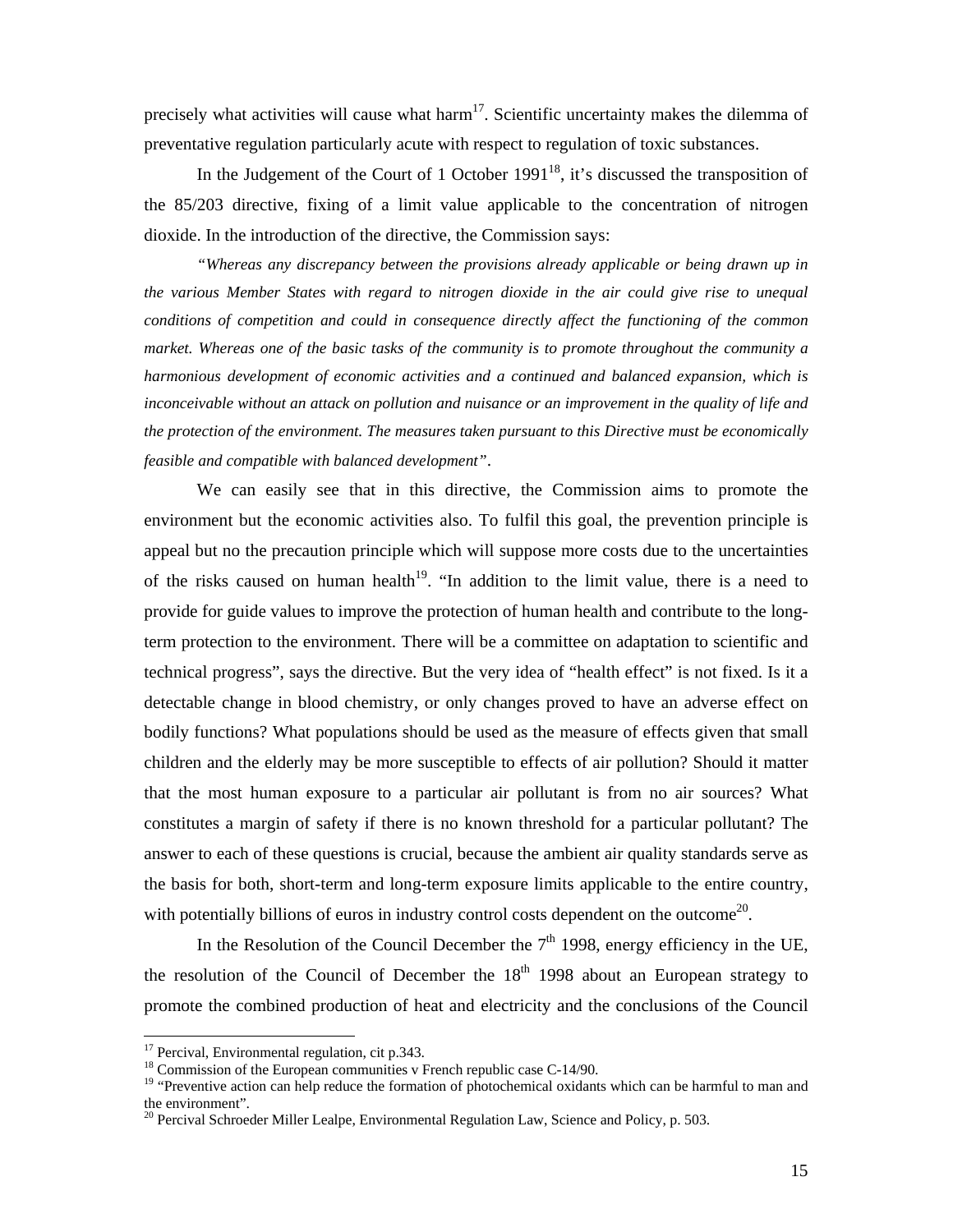precisely what activities will cause what harm[17]. Scientific uncertainty makes the dilemma of preventative regulation particularly acute with respect to regulation of toxic substances.

In the Judgement of the Court of 1 October 1991[18], it's discussed the transposition of the 85/203 directive, fixing of a limit value applicable to the concentration of nitrogen dioxide. In the introduction of the directive, the Commission says:

*"Whereas any discrepancy between the provisions already applicable or being drawn up in the various Member States with regard to nitrogen dioxide in the air could give rise to unequal conditions of competition and could in consequence directly affect the functioning of the common market. Whereas one of the basic tasks of the community is to promote throughout the community a harmonious development of economic activities and a continued and balanced expansion, which is inconceivable without an attack on pollution and nuisance or an improvement in the quality of life and the protection of the environment. The measures taken pursuant to this Directive must be economically feasible and compatible with balanced development"*.

We can easily see that in this directive, the Commission aims to promote the environment but the economic activities also. To fulfil this goal, the prevention principle is appeal but no the precaution principle which will suppose more costs due to the uncertainties of the risks caused on human health[19]. "In addition to the limit value, there is a need to provide for guide values to improve the protection of human health and contribute to the long-term protection to the environment. There will be a committee on adaptation to scientific and technical progress", says the directive. But the very idea of "health effect" is not fixed. Is it a detectable change in blood chemistry, or only changes proved to have an adverse effect on bodily functions? What populations should be used as the measure of effects given that small children and the elderly may be more susceptible to effects of air pollution? Should it matter that the most human exposure to a particular air pollutant is from no air sources? What constitutes a margin of safety if there is no known threshold for a particular pollutant? The answer to each of these questions is crucial, because the ambient air quality standards serve as the basis for both, short-term and long-term exposure limits applicable to the entire country, with potentially billions of euros in industry control costs dependent on the outcome[20].

In the Resolution of the Council December the 7th 1998, energy efficiency in the UE, the resolution of the Council of December the 18th 1998 about an European strategy to promote the combined production of heat and electricity and the conclusions of the Council

---

[17] Percival, Environmental regulation, cit p.343.

[18] Commission of the European communities v French republic case C-14/90.

[19] "Preventive action can help reduce the formation of photochemical oxidants which can be harmful to man and the environment".

[20] Percival Schroeder Miller Lealpe, Environmental Regulation Law, Science and Policy, p. 503.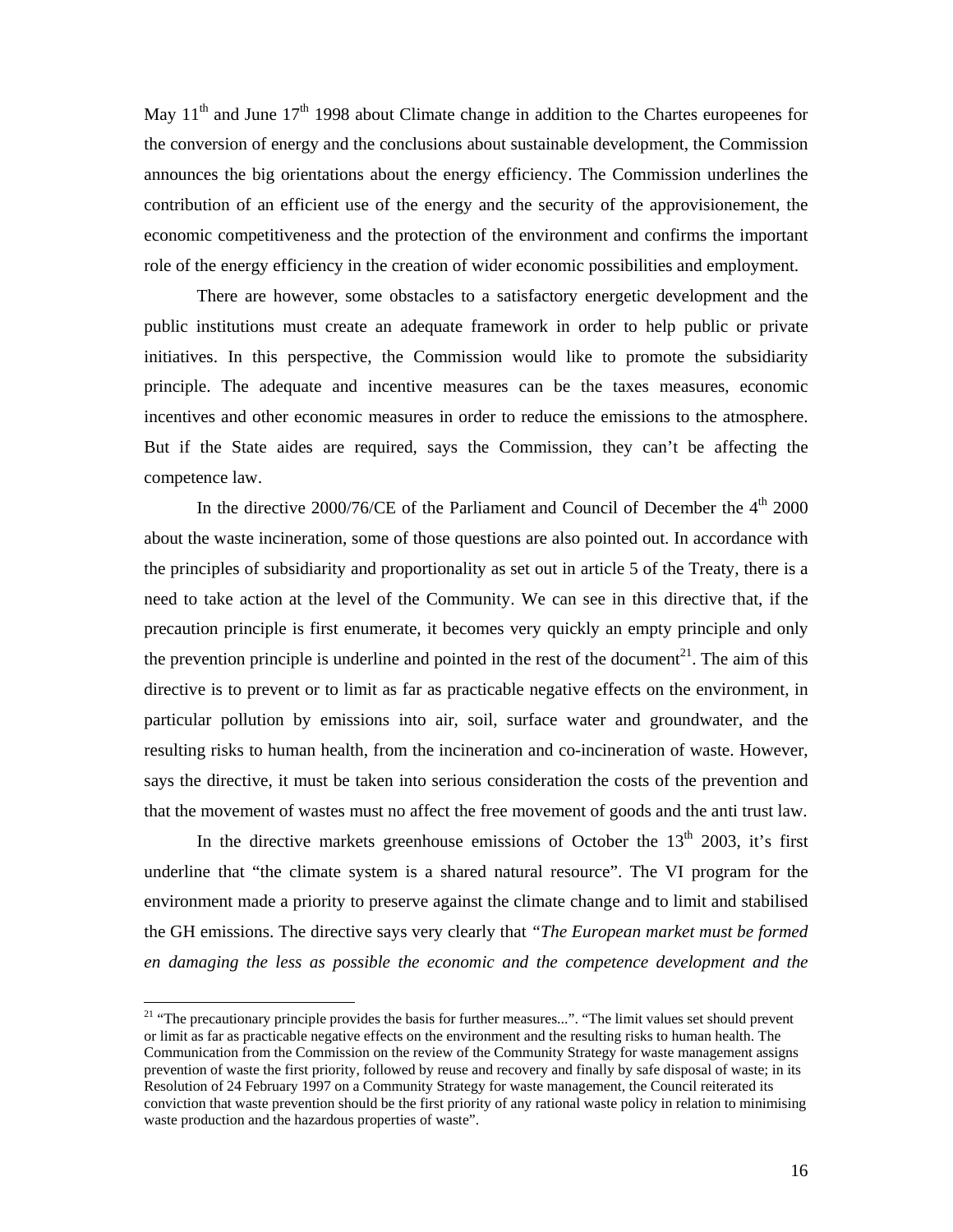May 11th and June 17th 1998 about Climate change in addition to the Chartes europeenes for the conversion of energy and the conclusions about sustainable development, the Commission announces the big orientations about the energy efficiency. The Commission underlines the contribution of an efficient use of the energy and the security of the approvisionement, the economic competitiveness and the protection of the environment and confirms the important role of the energy efficiency in the creation of wider economic possibilities and employment.

There are however, some obstacles to a satisfactory energetic development and the public institutions must create an adequate framework in order to help public or private initiatives. In this perspective, the Commission would like to promote the subsidiarity principle. The adequate and incentive measures can be the taxes measures, economic incentives and other economic measures in order to reduce the emissions to the atmosphere. But if the State aides are required, says the Commission, they can't be affecting the competence law.

In the directive 2000/76/CE of the Parliament and Council of December the 4th 2000 about the waste incineration, some of those questions are also pointed out. In accordance with the principles of subsidiarity and proportionality as set out in article 5 of the Treaty, there is a need to take action at the level of the Community. We can see in this directive that, if the precaution principle is first enumerate, it becomes very quickly an empty principle and only the prevention principle is underline and pointed in the rest of the document[21]. The aim of this directive is to prevent or to limit as far as practicable negative effects on the environment, in particular pollution by emissions into air, soil, surface water and groundwater, and the resulting risks to human health, from the incineration and co-incineration of waste. However, says the directive, it must be taken into serious consideration the costs of the prevention and that the movement of wastes must no affect the free movement of goods and the anti trust law.

In the directive markets greenhouse emissions of October the 13th 2003, it's first underline that "the climate system is a shared natural resource". The VI program for the environment made a priority to preserve against the climate change and to limit and stabilised the GH emissions. The directive says very clearly that *"The European market must be formed en damaging the less as possible the economic and the competence development and the*

[21] "The precautionary principle provides the basis for further measures...". "The limit values set should prevent or limit as far as practicable negative effects on the environment and the resulting risks to human health. The Communication from the Commission on the review of the Community Strategy for waste management assigns prevention of waste the first priority, followed by reuse and recovery and finally by safe disposal of waste; in its Resolution of 24 February 1997 on a Community Strategy for waste management, the Council reiterated its conviction that waste prevention should be the first priority of any rational waste policy in relation to minimising waste production and the hazardous properties of waste".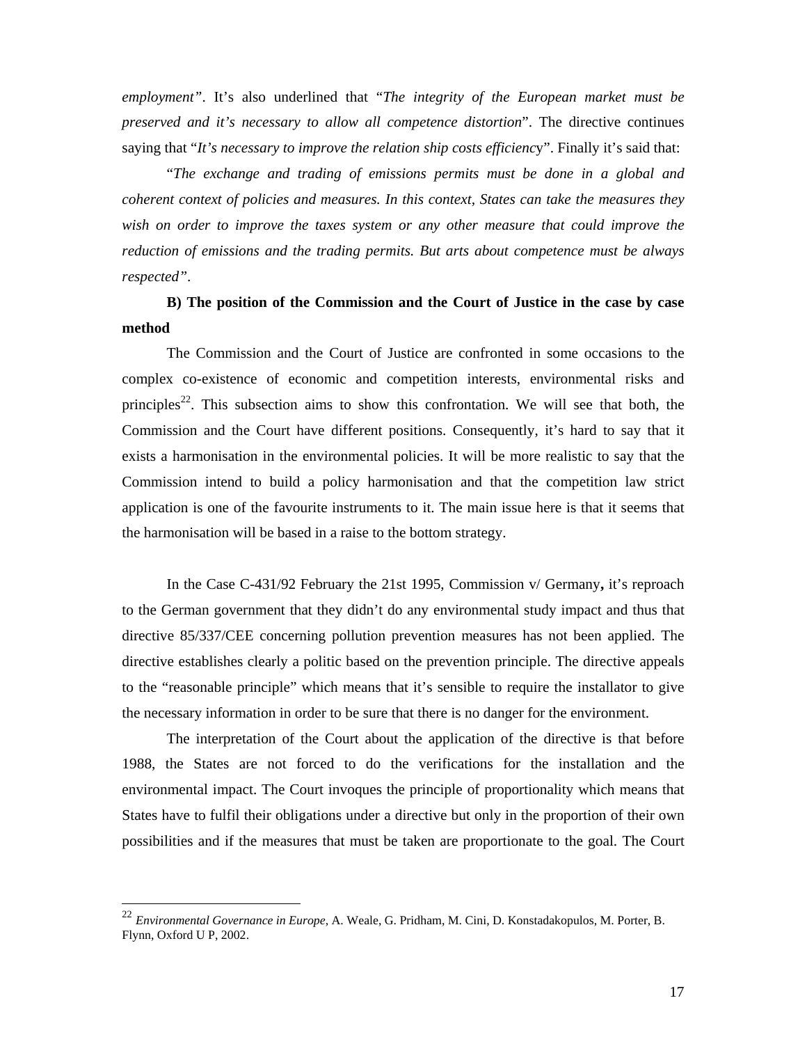*employment"*. It's also underlined that "*The integrity of the European market must be preserved and it's necessary to allow all competence distortion*". The directive continues saying that "*It's necessary to improve the relation ship costs efficienc*y". Finally it's said that:

"*The exchange and trading of emissions permits must be done in a global and coherent context of policies and measures. In this context, States can take the measures they wish on order to improve the taxes system or any other measure that could improve the reduction of emissions and the trading permits. But arts about competence must be always respected"*.

**B) The position of the Commission and the Court of Justice in the case by case method**

The Commission and the Court of Justice are confronted in some occasions to the complex co-existence of economic and competition interests, environmental risks and principles[22]. This subsection aims to show this confrontation. We will see that both, the Commission and the Court have different positions. Consequently, it's hard to say that it exists a harmonisation in the environmental policies. It will be more realistic to say that the Commission intend to build a policy harmonisation and that the competition law strict application is one of the favourite instruments to it. The main issue here is that it seems that the harmonisation will be based in a raise to the bottom strategy.

In the Case C-431/92 February the 21st 1995, Commission v/ Germany**,** it's reproach to the German government that they didn't do any environmental study impact and thus that directive 85/337/CEE concerning pollution prevention measures has not been applied. The directive establishes clearly a politic based on the prevention principle. The directive appeals to the "reasonable principle" which means that it's sensible to require the installator to give the necessary information in order to be sure that there is no danger for the environment.

The interpretation of the Court about the application of the directive is that before 1988, the States are not forced to do the verifications for the installation and the environmental impact. The Court invoques the principle of proportionality which means that States have to fulfil their obligations under a directive but only in the proportion of their own possibilities and if the measures that must be taken are proportionate to the goal. The Court

[22] *Environmental Governance in Europe*, A. Weale, G. Pridham, M. Cini, D. Konstadakopulos, M. Porter, B. Flynn, Oxford U P, 2002.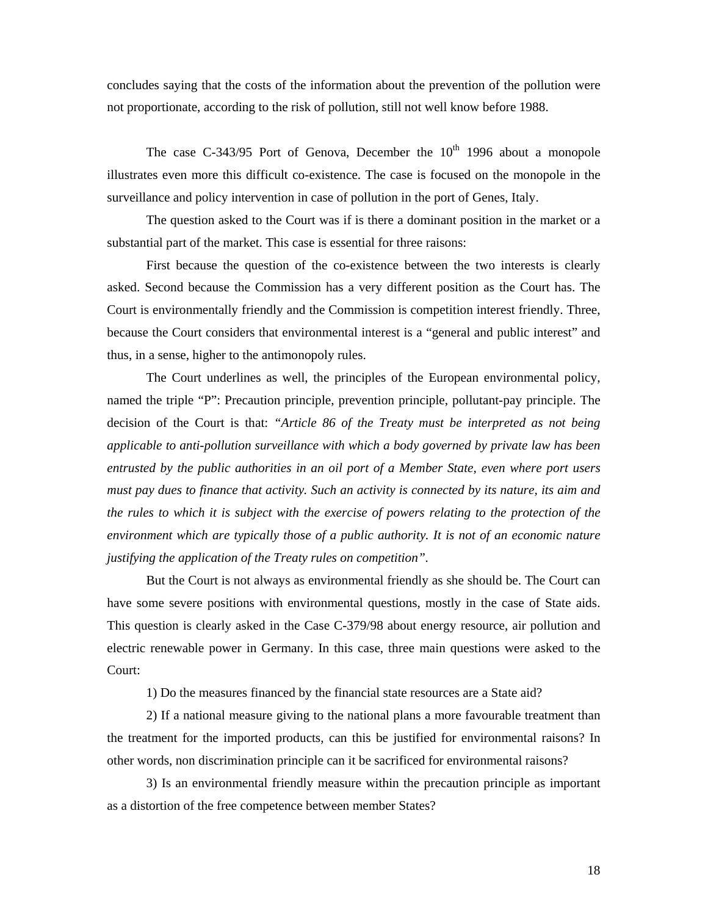concludes saying that the costs of the information about the prevention of the pollution were not proportionate, according to the risk of pollution, still not well know before 1988.

The case C-343/95 Port of Genova, December the 10th 1996 about a monopole illustrates even more this difficult co-existence. The case is focused on the monopole in the surveillance and policy intervention in case of pollution in the port of Genes, Italy.

The question asked to the Court was if is there a dominant position in the market or a substantial part of the market. This case is essential for three raisons:

First because the question of the co-existence between the two interests is clearly asked. Second because the Commission has a very different position as the Court has. The Court is environmentally friendly and the Commission is competition interest friendly. Three, because the Court considers that environmental interest is a "general and public interest" and thus, in a sense, higher to the antimonopoly rules.

The Court underlines as well, the principles of the European environmental policy, named the triple "P": Precaution principle, prevention principle, pollutant-pay principle. The decision of the Court is that: *"Article 86 of the Treaty must be interpreted as not being applicable to anti-pollution surveillance with which a body governed by private law has been entrusted by the public authorities in an oil port of a Member State, even where port users must pay dues to finance that activity. Such an activity is connected by its nature, its aim and the rules to which it is subject with the exercise of powers relating to the protection of the environment which are typically those of a public authority. It is not of an economic nature justifying the application of the Treaty rules on competition"*.

But the Court is not always as environmental friendly as she should be. The Court can have some severe positions with environmental questions, mostly in the case of State aids. This question is clearly asked in the Case C-379/98 about energy resource, air pollution and electric renewable power in Germany. In this case, three main questions were asked to the Court:

1) Do the measures financed by the financial state resources are a State aid?

2) If a national measure giving to the national plans a more favourable treatment than the treatment for the imported products, can this be justified for environmental raisons? In other words, non discrimination principle can it be sacrificed for environmental raisons?

3) Is an environmental friendly measure within the precaution principle as important as a distortion of the free competence between member States?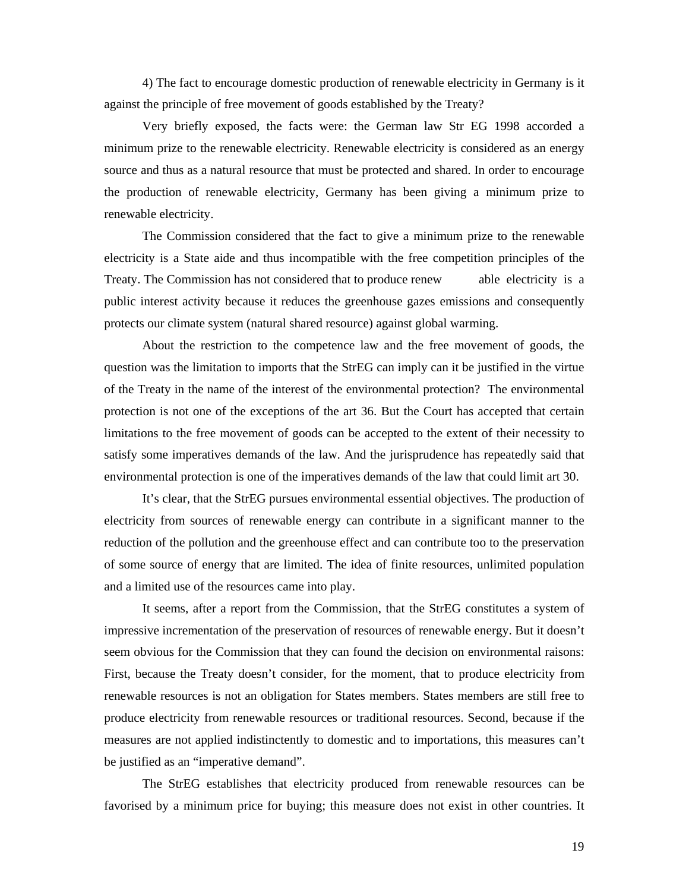4) The fact to encourage domestic production of renewable electricity in Germany is it against the principle of free movement of goods established by the Treaty?

Very briefly exposed, the facts were: the German law Str EG 1998 accorded a minimum prize to the renewable electricity. Renewable electricity is considered as an energy source and thus as a natural resource that must be protected and shared. In order to encourage the production of renewable electricity, Germany has been giving a minimum prize to renewable electricity.

The Commission considered that the fact to give a minimum prize to the renewable electricity is a State aide and thus incompatible with the free competition principles of the Treaty. The Commission has not considered that to produce renew able electricity is a public interest activity because it reduces the greenhouse gazes emissions and consequently protects our climate system (natural shared resource) against global warming.

About the restriction to the competence law and the free movement of goods, the question was the limitation to imports that the StrEG can imply can it be justified in the virtue of the Treaty in the name of the interest of the environmental protection? The environmental protection is not one of the exceptions of the art 36. But the Court has accepted that certain limitations to the free movement of goods can be accepted to the extent of their necessity to satisfy some imperatives demands of the law. And the jurisprudence has repeatedly said that environmental protection is one of the imperatives demands of the law that could limit art 30.

It's clear, that the StrEG pursues environmental essential objectives. The production of electricity from sources of renewable energy can contribute in a significant manner to the reduction of the pollution and the greenhouse effect and can contribute too to the preservation of some source of energy that are limited. The idea of finite resources, unlimited population and a limited use of the resources came into play.

It seems, after a report from the Commission, that the StrEG constitutes a system of impressive incrementation of the preservation of resources of renewable energy. But it doesn't seem obvious for the Commission that they can found the decision on environmental raisons: First, because the Treaty doesn't consider, for the moment, that to produce electricity from renewable resources is not an obligation for States members. States members are still free to produce electricity from renewable resources or traditional resources. Second, because if the measures are not applied indistinctently to domestic and to importations, this measures can't be justified as an "imperative demand".

The StrEG establishes that electricity produced from renewable resources can be favorised by a minimum price for buying; this measure does not exist in other countries. It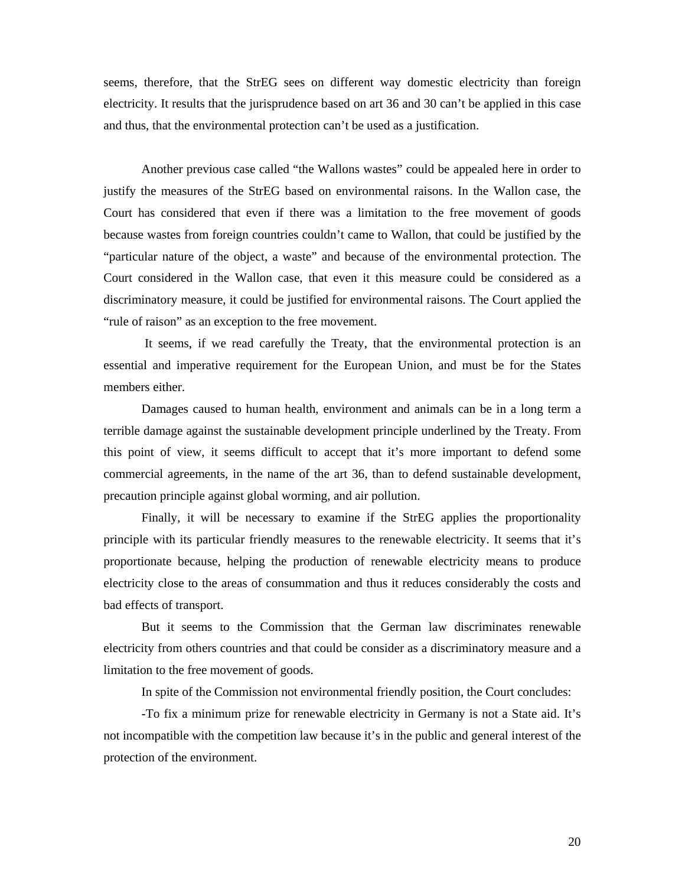seems, therefore, that the StrEG sees on different way domestic electricity than foreign electricity. It results that the jurisprudence based on art 36 and 30 can't be applied in this case and thus, that the environmental protection can't be used as a justification.

Another previous case called "the Wallons wastes" could be appealed here in order to justify the measures of the StrEG based on environmental raisons. In the Wallon case, the Court has considered that even if there was a limitation to the free movement of goods because wastes from foreign countries couldn't came to Wallon, that could be justified by the "particular nature of the object, a waste" and because of the environmental protection. The Court considered in the Wallon case, that even it this measure could be considered as a discriminatory measure, it could be justified for environmental raisons. The Court applied the "rule of raison" as an exception to the free movement.

It seems, if we read carefully the Treaty, that the environmental protection is an essential and imperative requirement for the European Union, and must be for the States members either.

Damages caused to human health, environment and animals can be in a long term a terrible damage against the sustainable development principle underlined by the Treaty. From this point of view, it seems difficult to accept that it's more important to defend some commercial agreements, in the name of the art 36, than to defend sustainable development, precaution principle against global worming, and air pollution.

Finally, it will be necessary to examine if the StrEG applies the proportionality principle with its particular friendly measures to the renewable electricity. It seems that it's proportionate because, helping the production of renewable electricity means to produce electricity close to the areas of consummation and thus it reduces considerably the costs and bad effects of transport.

But it seems to the Commission that the German law discriminates renewable electricity from others countries and that could be consider as a discriminatory measure and a limitation to the free movement of goods.

In spite of the Commission not environmental friendly position, the Court concludes:

-To fix a minimum prize for renewable electricity in Germany is not a State aid. It's not incompatible with the competition law because it's in the public and general interest of the protection of the environment.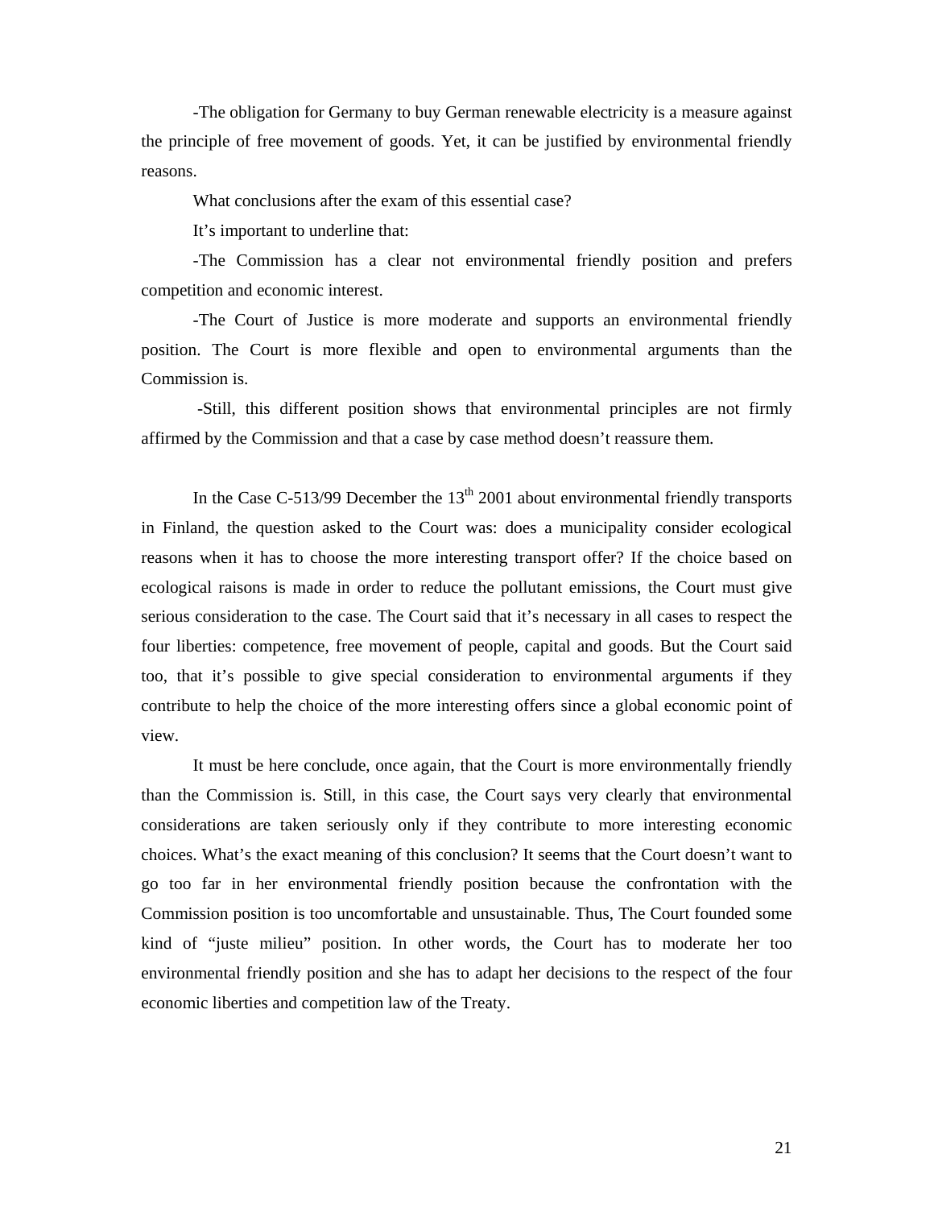-The obligation for Germany to buy German renewable electricity is a measure against the principle of free movement of goods. Yet, it can be justified by environmental friendly reasons.

What conclusions after the exam of this essential case?

It's important to underline that:

-The Commission has a clear not environmental friendly position and prefers competition and economic interest.

-The Court of Justice is more moderate and supports an environmental friendly position. The Court is more flexible and open to environmental arguments than the Commission is.

-Still, this different position shows that environmental principles are not firmly affirmed by the Commission and that a case by case method doesn't reassure them.

In the Case C-513/99 December the 13th 2001 about environmental friendly transports in Finland, the question asked to the Court was: does a municipality consider ecological reasons when it has to choose the more interesting transport offer? If the choice based on ecological raisons is made in order to reduce the pollutant emissions, the Court must give serious consideration to the case. The Court said that it's necessary in all cases to respect the four liberties: competence, free movement of people, capital and goods. But the Court said too, that it's possible to give special consideration to environmental arguments if they contribute to help the choice of the more interesting offers since a global economic point of view.

It must be here conclude, once again, that the Court is more environmentally friendly than the Commission is. Still, in this case, the Court says very clearly that environmental considerations are taken seriously only if they contribute to more interesting economic choices. What's the exact meaning of this conclusion? It seems that the Court doesn't want to go too far in her environmental friendly position because the confrontation with the Commission position is too uncomfortable and unsustainable. Thus, The Court founded some kind of "juste milieu" position. In other words, the Court has to moderate her too environmental friendly position and she has to adapt her decisions to the respect of the four economic liberties and competition law of the Treaty.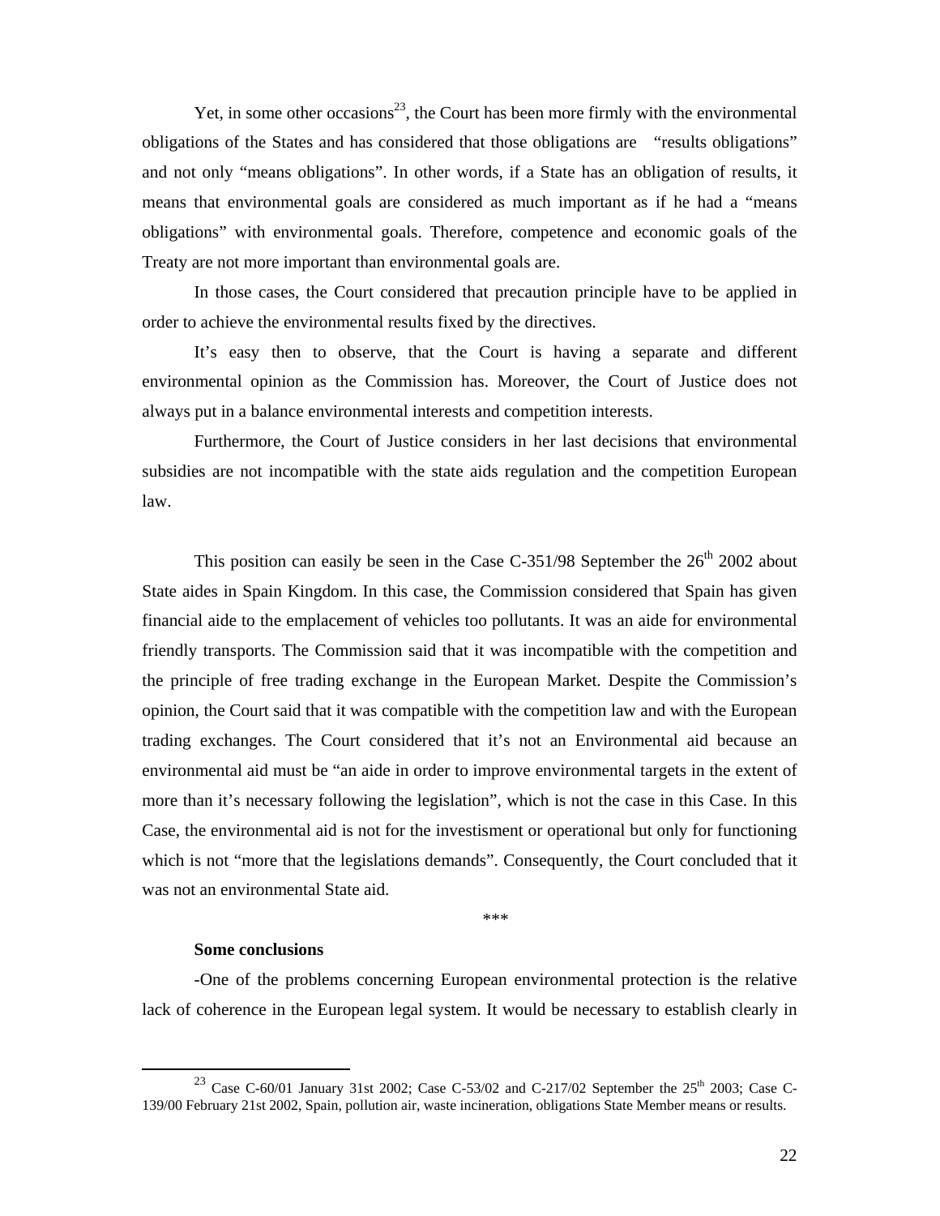Yet, in some other occasions[23], the Court has been more firmly with the environmental obligations of the States and has considered that those obligations are "results obligations" and not only "means obligations". In other words, if a State has an obligation of results, it means that environmental goals are considered as much important as if he had a "means obligations" with environmental goals. Therefore, competence and economic goals of the Treaty are not more important than environmental goals are.

In those cases, the Court considered that precaution principle have to be applied in order to achieve the environmental results fixed by the directives.

It's easy then to observe, that the Court is having a separate and different environmental opinion as the Commission has. Moreover, the Court of Justice does not always put in a balance environmental interests and competition interests.

Furthermore, the Court of Justice considers in her last decisions that environmental subsidies are not incompatible with the state aids regulation and the competition European law.

This position can easily be seen in the Case C-351/98 September the 26th 2002 about State aides in Spain Kingdom. In this case, the Commission considered that Spain has given financial aide to the emplacement of vehicles too pollutants. It was an aide for environmental friendly transports. The Commission said that it was incompatible with the competition and the principle of free trading exchange in the European Market. Despite the Commission's opinion, the Court said that it was compatible with the competition law and with the European trading exchanges. The Court considered that it's not an Environmental aid because an environmental aid must be "an aide in order to improve environmental targets in the extent of more than it's necessary following the legislation", which is not the case in this Case. In this Case, the environmental aid is not for the investisment or operational but only for functioning which is not "more that the legislations demands". Consequently, the Court concluded that it was not an environmental State aid.

\*\*\*

**Some conclusions**

-One of the problems concerning European environmental protection is the relative lack of coherence in the European legal system. It would be necessary to establish clearly in

---

[23] Case C-60/01 January 31st 2002; Case C-53/02 and C-217/02 September the 25th 2003; Case C-139/00 February 21st 2002, Spain, pollution air, waste incineration, obligations State Member means or results.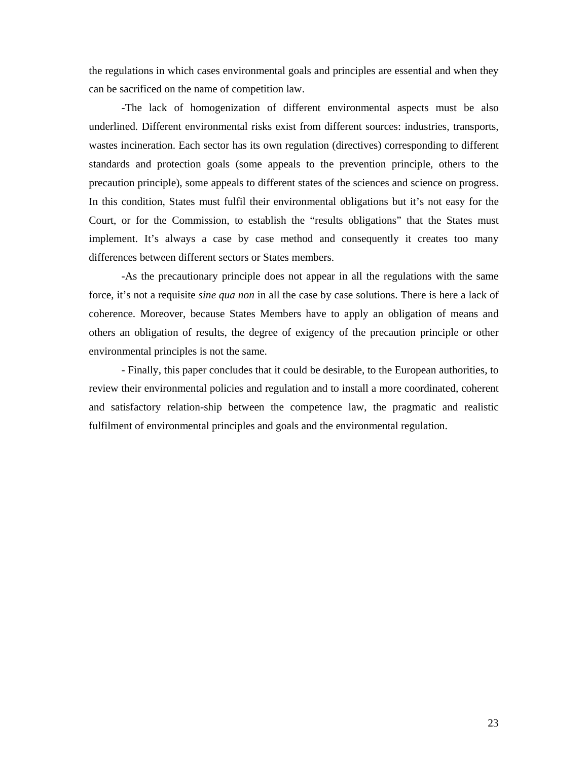the regulations in which cases environmental goals and principles are essential and when they can be sacrificed on the name of competition law.

-The lack of homogenization of different environmental aspects must be also underlined. Different environmental risks exist from different sources: industries, transports, wastes incineration. Each sector has its own regulation (directives) corresponding to different standards and protection goals (some appeals to the prevention principle, others to the precaution principle), some appeals to different states of the sciences and science on progress. In this condition, States must fulfil their environmental obligations but it's not easy for the Court, or for the Commission, to establish the "results obligations" that the States must implement. It's always a case by case method and consequently it creates too many differences between different sectors or States members.

-As the precautionary principle does not appear in all the regulations with the same force, it's not a requisite *sine qua non* in all the case by case solutions. There is here a lack of coherence. Moreover, because States Members have to apply an obligation of means and others an obligation of results, the degree of exigency of the precaution principle or other environmental principles is not the same.

- Finally, this paper concludes that it could be desirable, to the European authorities, to review their environmental policies and regulation and to install a more coordinated, coherent and satisfactory relation-ship between the competence law, the pragmatic and realistic fulfilment of environmental principles and goals and the environmental regulation.